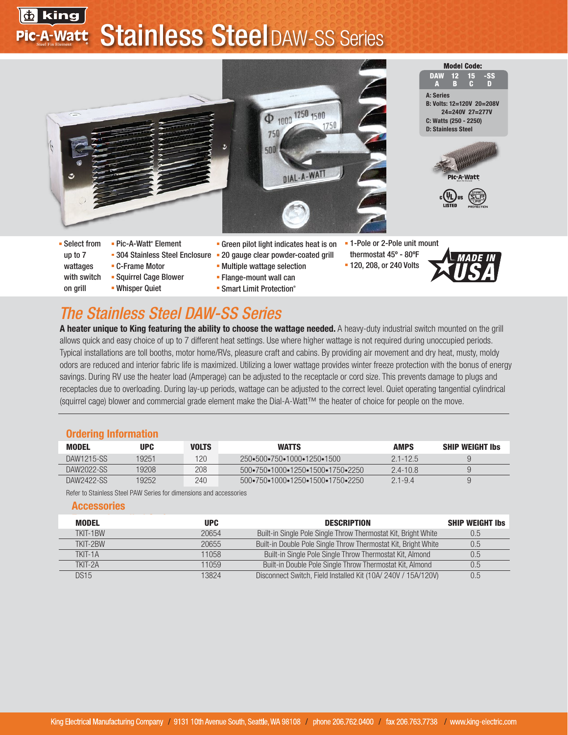# Stainless Steel DAW-SS Series

**Model Code:**

| DAW | 12 | 15 | -SS |
|---|---|---|---|
| A | B | C | D |

A: Series
B: Volts: 12=120V 20=208V 24=240V 27=277V
C: Watts (250 - 2250)
D: Stainless Steel

- Select from up to 7 wattages with switch on grill
- Pic-A-Watt® Element
- 304 Stainless Steel Enclosure
- C-Frame Motor
- Squirrel Cage Blower
- Whisper Quiet
- Green pilot light indicates heat is on
- 20 gauge clear powder-coated grill
- Multiple wattage selection
- Flange-mount wall can
- Smart Limit Protection®
- 1-Pole or 2-Pole unit mount thermostat 45º - 80ºF
- 120, 208, or 240 Volts

MADE IN USA

## The Stainless Steel DAW-SS Series

**A heater unique to King featuring the ability to choose the wattage needed.** A heavy-duty industrial switch mounted on the grill allows quick and easy choice of up to 7 different heat settings. Use where higher wattage is not required during unoccupied periods. Typical installations are toll booths, motor home/RVs, pleasure craft and cabins. By providing air movement and dry heat, musty, moldy odors are reduced and interior fabric life is maximized. Utilizing a lower wattage provides winter freeze protection with the bonus of energy savings. During RV use the heater load (Amperage) can be adjusted to the receptacle or cord size. This prevents damage to plugs and receptacles due to overloading. During lay-up periods, wattage can be adjusted to the correct level. Quiet operating tangential cylindrical (squirrel cage) blower and commercial grade element make the Dial-A-Watt™ the heater of choice for people on the move.

### Ordering Information

| MODEL | UPC | VOLTS | WATTS | AMPS | SHIP WEIGHT lbs |
|---|---|---|---|---|---|
| DAW1215-SS | 19251 | 120 | 250•500•750•1000•1250•1500 | 2.1-12.5 | 9 |
| DAW2022-SS | 19208 | 208 | 500•750•1000•1250•1500•1750•2250 | 2.4-10.8 | 9 |
| DAW2422-SS | 19252 | 240 | 500•750•1000•1250•1500•1750•2250 | 2.1-9.4 | 9 |

Refer to Stainless Steel PAW Series for dimensions and accessories

### Accessories

| MODEL | UPC | DESCRIPTION | SHIP WEIGHT lbs |
|---|---|---|---|
| TKIT-1BW | 20654 | Built-in Single Pole Single Throw Thermostat Kit, Bright White | 0.5 |
| TKIT-2BW | 20655 | Built-in Double Pole Single Throw Thermostat Kit, Bright White | 0.5 |
| TKIT-1A | 11058 | Built-in Single Pole Single Throw Thermostat Kit, Almond | 0.5 |
| TKIT-2A | 11059 | Built-in Double Pole Single Throw Thermostat Kit, Almond | 0.5 |
| DS15 | 13824 | Disconnect Switch, Field Installed Kit (10A/ 240V / 15A/120V) | 0.5 |

King Electrical Manufacturing Company / 9131 10th Avenue South, Seattle, WA 98108 / phone 206.762.0400 / fax 206.763.7738 / www.king-electric.com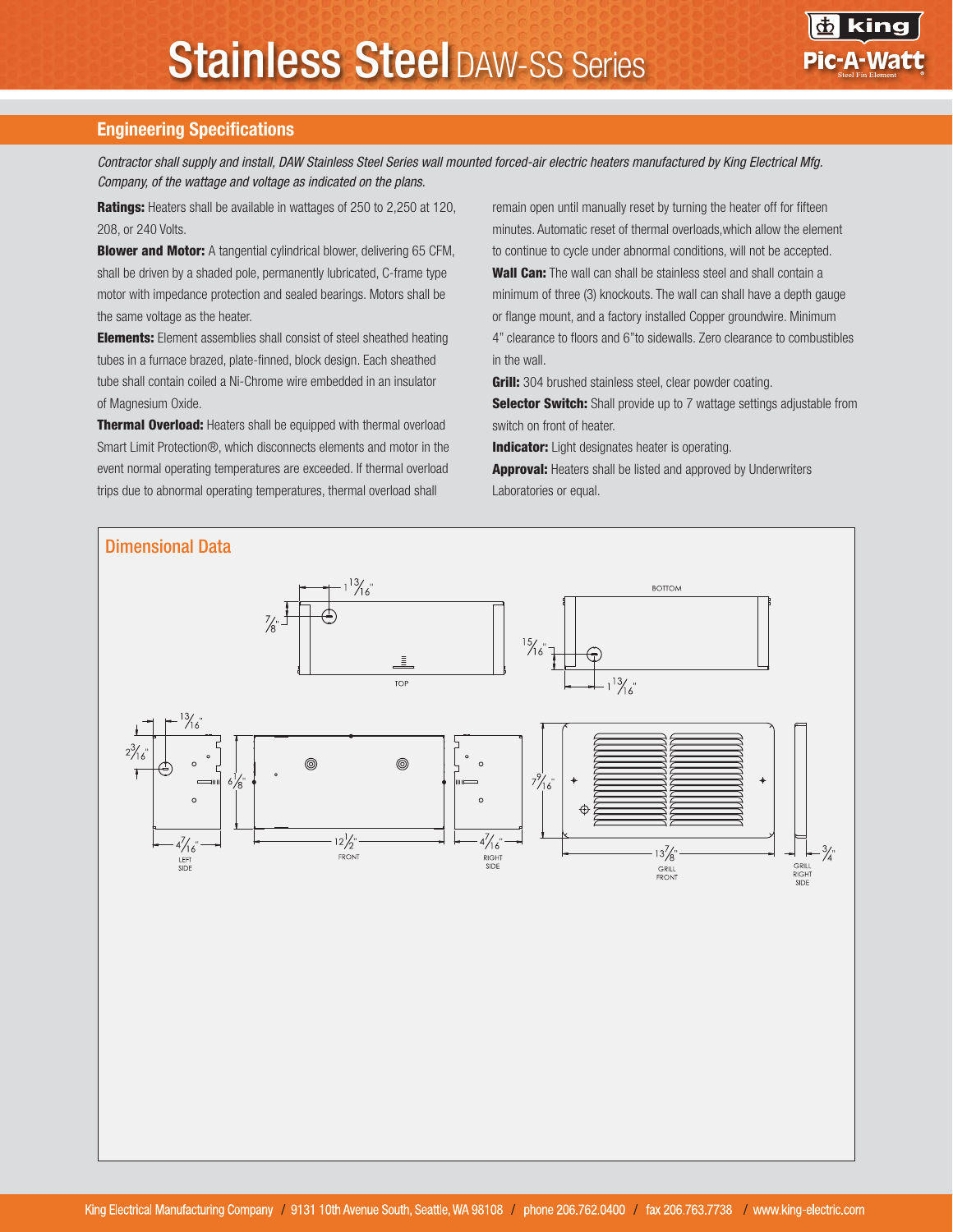# Stainless Steel DAW-SS Series

## Engineering Specifications

*Contractor shall supply and install, DAW Stainless Steel Series wall mounted forced-air electric heaters manufactured by King Electrical Mfg. Company, of the wattage and voltage as indicated on the plans.*

**Ratings:** Heaters shall be available in wattages of 250 to 2,250 at 120, 208, or 240 Volts.

**Blower and Motor:** A tangential cylindrical blower, delivering 65 CFM, shall be driven by a shaded pole, permanently lubricated, C-frame type motor with impedance protection and sealed bearings. Motors shall be the same voltage as the heater.

**Elements:** Element assemblies shall consist of steel sheathed heating tubes in a furnace brazed, plate-finned, block design. Each sheathed tube shall contain coiled a Ni-Chrome wire embedded in an insulator of Magnesium Oxide.

**Thermal Overload:** Heaters shall be equipped with thermal overload Smart Limit Protection®, which disconnects elements and motor in the event normal operating temperatures are exceeded. If thermal overload trips due to abnormal operating temperatures, thermal overload shall remain open until manually reset by turning the heater off for fifteen minutes. Automatic reset of thermal overloads,which allow the element to continue to cycle under abnormal conditions, will not be accepted.

**Wall Can:** The wall can shall be stainless steel and shall contain a minimum of three (3) knockouts. The wall can shall have a depth gauge or flange mount, and a factory installed Copper groundwire. Minimum 4" clearance to floors and 6"to sidewalls. Zero clearance to combustibles in the wall.

**Grill:** 304 brushed stainless steel, clear powder coating.

**Selector Switch:** Shall provide up to 7 wattage settings adjustable from switch on front of heater.

**Indicator:** Light designates heater is operating.

**Approval:** Heaters shall be listed and approved by Underwriters Laboratories or equal.

## Dimensional Data

1 13/16"
7/8"
TOP

BOTTOM
15/16"
1 13/16"

13/16"
2 3/16"
4 7/16"
LEFT SIDE

6 1/8"
12 1/2"
FRONT

4 7/16"
RIGHT SIDE

7 9/16"
13 7/8"
GRILL FRONT

3/4"
GRILL RIGHT SIDE